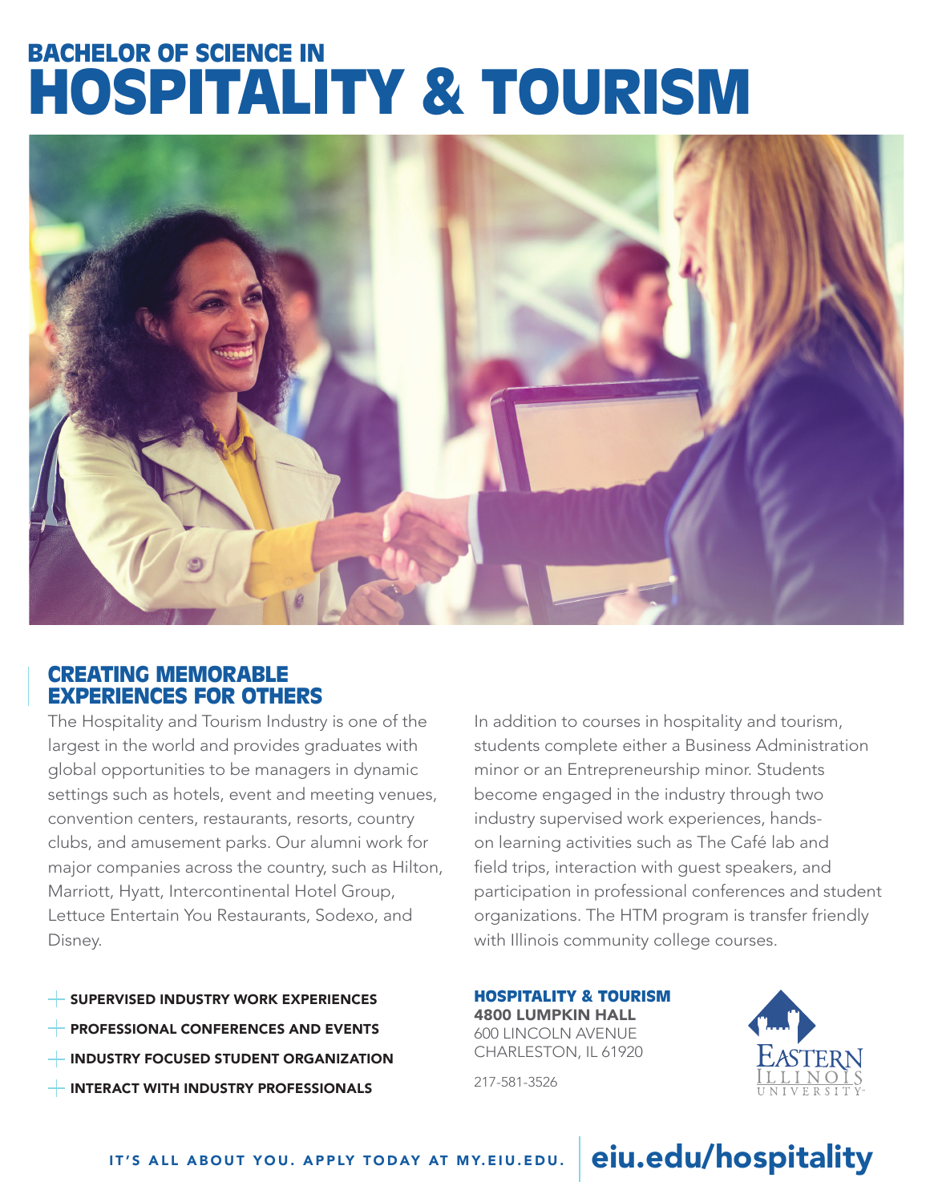# BACHELOR OF SCIENCE IN HOSPITALITY & TOURISM

## CREATING MEMORABLE EXPERIENCES FOR OTHERS

The Hospitality and Tourism Industry is one of the largest in the world and provides graduates with global opportunities to be managers in dynamic settings such as hotels, event and meeting venues, convention centers, restaurants, resorts, country clubs, and amusement parks. Our alumni work for major companies across the country, such as Hilton, Marriott, Hyatt, Intercontinental Hotel Group, Lettuce Entertain You Restaurants, Sodexo, and Disney.

In addition to courses in hospitality and tourism, students complete either a Business Administration minor or an Entrepreneurship minor. Students become engaged in the industry through two industry supervised work experiences, hands-on learning activities such as The Café lab and field trips, interaction with guest speakers, and participation in professional conferences and student organizations. The HTM program is transfer friendly with Illinois community college courses.

- **SUPERVISED INDUSTRY WORK EXPERIENCES**
- **PROFESSIONAL CONFERENCES AND EVENTS**
- **INDUSTRY FOCUSED STUDENT ORGANIZATION**
- **INTERACT WITH INDUSTRY PROFESSIONALS**

**HOSPITALITY & TOURISM**
**4800 LUMPKIN HALL**
600 LINCOLN AVENUE
CHARLESTON, IL 61920

217-581-3526

EASTERN ILLINOIS UNIVERSITY

IT'S ALL ABOUT YOU. APPLY TODAY AT MY.EIU.EDU. **eiu.edu/hospitality**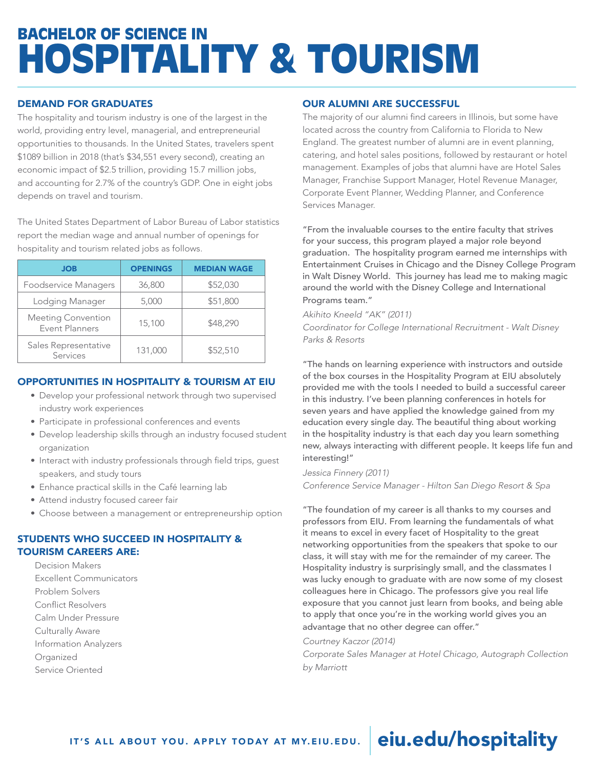# BACHELOR OF SCIENCE IN HOSPITALITY & TOURISM

## DEMAND FOR GRADUATES

The hospitality and tourism industry is one of the largest in the world, providing entry level, managerial, and entrepreneurial opportunities to thousands. In the United States, travelers spent $1089 billion in 2018 (that's $34,551 every second), creating an economic impact of $2.5 trillion, providing 15.7 million jobs, and accounting for 2.7% of the country's GDP. One in eight jobs depends on travel and tourism.

The United States Department of Labor Bureau of Labor statistics report the median wage and annual number of openings for hospitality and tourism related jobs as follows.

| JOB | OPENINGS | MEDIAN WAGE |
|---|---|---|
| Foodservice Managers | 36,800 | $52,030 |
| Lodging Manager | 5,000 | $51,800 |
| Meeting Convention Event Planners | 15,100 | $48,290 |
| Sales Representative Services | 131,000 | $52,510 |

## OPPORTUNITIES IN HOSPITALITY & TOURISM AT EIU

- Develop your professional network through two supervised industry work experiences
- Participate in professional conferences and events
- Develop leadership skills through an industry focused student organization
- Interact with industry professionals through field trips, guest speakers, and study tours
- Enhance practical skills in the Café learning lab
- Attend industry focused career fair
- Choose between a management or entrepreneurship option

## STUDENTS WHO SUCCEED IN HOSPITALITY & TOURISM CAREERS ARE:

Decision Makers
Excellent Communicators
Problem Solvers
Conflict Resolvers
Calm Under Pressure
Culturally Aware
Information Analyzers
Organized
Service Oriented

## OUR ALUMNI ARE SUCCESSFUL

The majority of our alumni find careers in Illinois, but some have located across the country from California to Florida to New England. The greatest number of alumni are in event planning, catering, and hotel sales positions, followed by restaurant or hotel management. Examples of jobs that alumni have are Hotel Sales Manager, Franchise Support Manager, Hotel Revenue Manager, Corporate Event Planner, Wedding Planner, and Conference Services Manager.

"From the invaluable courses to the entire faculty that strives for your success, this program played a major role beyond graduation. The hospitality program earned me internships with Entertainment Cruises in Chicago and the Disney College Program in Walt Disney World. This journey has lead me to making magic around the world with the Disney College and International Programs team."

*Akihito Kneeld "AK" (2011)*
*Coordinator for College International Recruitment - Walt Disney Parks & Resorts*

"The hands on learning experience with instructors and outside of the box courses in the Hospitality Program at EIU absolutely provided me with the tools I needed to build a successful career in this industry. I've been planning conferences in hotels for seven years and have applied the knowledge gained from my education every single day. The beautiful thing about working in the hospitality industry is that each day you learn something new, always interacting with different people. It keeps life fun and interesting!"

*Jessica Finnery (2011)*
*Conference Service Manager - Hilton San Diego Resort & Spa*

"The foundation of my career is all thanks to my courses and professors from EIU. From learning the fundamentals of what it means to excel in every facet of Hospitality to the great networking opportunities from the speakers that spoke to our class, it will stay with me for the remainder of my career. The Hospitality industry is surprisingly small, and the classmates I was lucky enough to graduate with are now some of my closest colleagues here in Chicago. The professors give you real life exposure that you cannot just learn from books, and being able to apply that once you're in the working world gives you an advantage that no other degree can offer."

*Courtney Kaczor (2014)*
*Corporate Sales Manager at Hotel Chicago, Autograph Collection by Marriott*

IT'S ALL ABOUT YOU. APPLY TODAY AT MY.EIU.EDU. | **eiu.edu/hospitality**